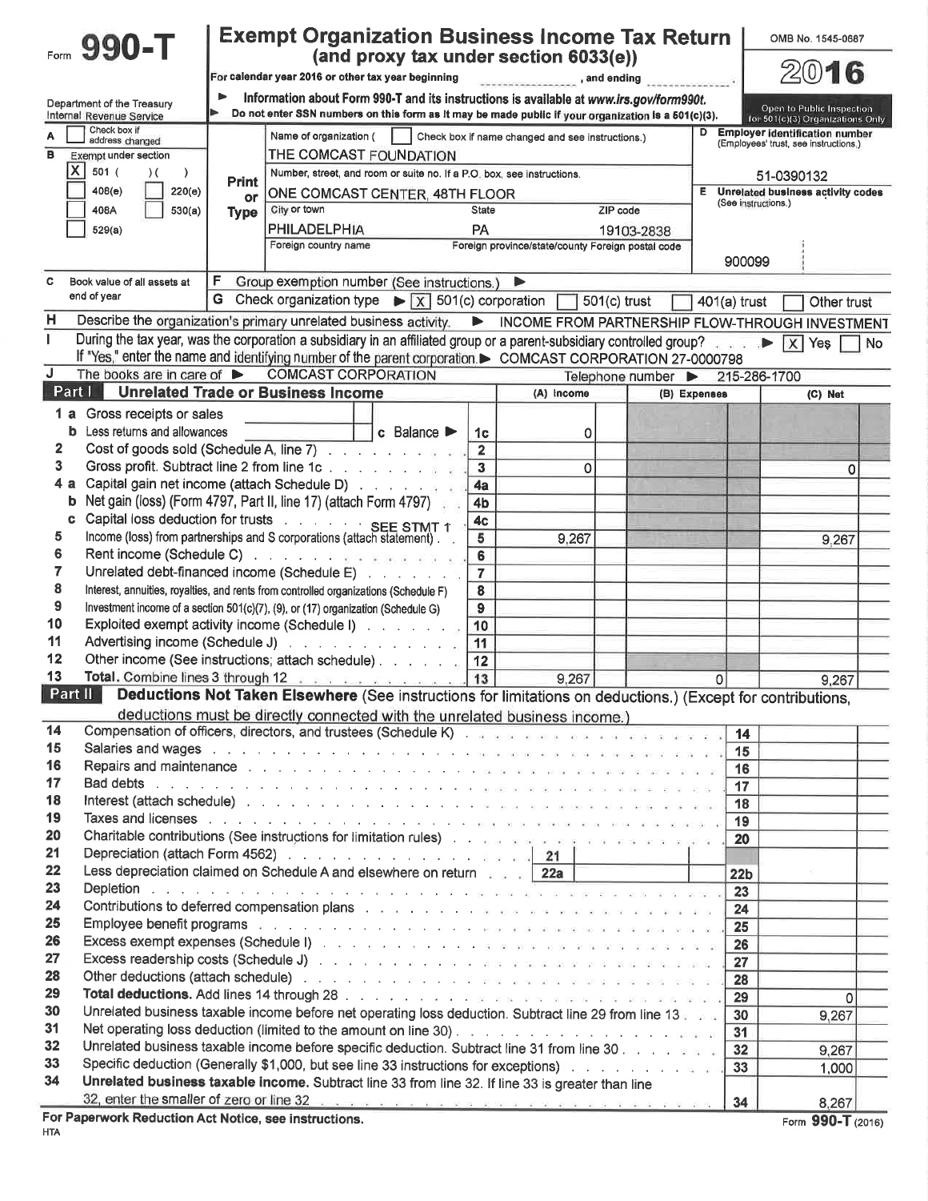# Form 990-T

## Exempt Organization Business Income Tax Return (and proxy tax under section 6033(e))

OMB No. 1545-0687

**2016**

For calendar year 2016 or other tax year beginning ______, and ending ______.

Department of the Treasury
Internal Revenue Service

▶ Information about Form 990-T and its instructions is available at www.irs.gov/form990t.
▶ Do not enter SSN numbers on this form as it may be made public if your organization is a 501(c)(3).

Open to Public Inspection for 501(c)(3) Organizations Only

A [ ] Check box if address changed

B Exempt under section
[X] 501 ( )( )
[ ] 408(e) [ ] 220(e)
[ ] 408A [ ] 530(a)
[ ] 529(a)

Print or Type

Name of organization ( [ ] Check box if name changed and see instructions.)
THE COMCAST FOUNDATION

Number, street, and room or suite no. If a P.O. box, see instructions.
ONE COMCAST CENTER, 48TH FLOOR

City or town: PHILADELPHIA | State: PA | ZIP code: 19103-2838

Foreign country name | Foreign province/state/county | Foreign postal code

D Employer identification number (Employees' trust, see instructions.)
51-0390132

E Unrelated business activity codes (See instructions.)
900099

C Book value of all assets at end of year

F Group exemption number (See instructions.) ▶

G Check organization type ▶ [X] 501(c) corporation [ ] 501(c) trust [ ] 401(a) trust [ ] Other trust

H Describe the organization's primary unrelated business activity. ▶ INCOME FROM PARTNERSHIP FLOW-THROUGH INVESTMENT

I During the tax year, was the corporation a subsidiary in an affiliated group or a parent-subsidiary controlled group? ▶ [X] Yes [ ] No
If "Yes," enter the name and identifying number of the parent corporation. ▶ COMCAST CORPORATION 27-0000798

J The books are in care of ▶ COMCAST CORPORATION    Telephone number ▶ 215-286-1700

### Part I Unrelated Trade or Business Income

| Line | Description | | (A) Income | (B) Expenses | (C) Net |
|---|---|---|---|---|---|
| 1a | Gross receipts or sales | | | | |
| b | Less returns and allowances / c Balance ▶ | 1c | 0 | | |
| 2 | Cost of goods sold (Schedule A, line 7) | 2 | | | |
| 3 | Gross profit. Subtract line 2 from line 1c | 3 | 0 | | 0 |
| 4a | Capital gain net income (attach Schedule D) | 4a | | | |
| b | Net gain (loss) (Form 4797, Part II, line 17) (attach Form 4797) | 4b | | | |
| c | Capital loss deduction for trusts | 4c | | | |
| 5 | Income (loss) from partnerships and S corporations (attach statement) SEE STMT 1 | 5 | 9,267 | | 9,267 |
| 6 | Rent income (Schedule C) | 6 | | | |
| 7 | Unrelated debt-financed income (Schedule E) | 7 | | | |
| 8 | Interest, annuities, royalties, and rents from controlled organizations (Schedule F) | 8 | | | |
| 9 | Investment income of a section 501(c)(7), (9), or (17) organization (Schedule G) | 9 | | | |
| 10 | Exploited exempt activity income (Schedule I) | 10 | | | |
| 11 | Advertising income (Schedule J) | 11 | | | |
| 12 | Other income (See instructions; attach schedule) | 12 | | | |
| 13 | **Total.** Combine lines 3 through 12 | 13 | 9,267 | 0 | 9,267 |

### Part II Deductions Not Taken Elsewhere (See instructions for limitations on deductions.) (Except for contributions, deductions must be directly connected with the unrelated business income.)

| Line | Description | | Amount |
|---|---|---|---|
| 14 | Compensation of officers, directors, and trustees (Schedule K) | 14 | |
| 15 | Salaries and wages | 15 | |
| 16 | Repairs and maintenance | 16 | |
| 17 | Bad debts | 17 | |
| 18 | Interest (attach schedule) | 18 | |
| 19 | Taxes and licenses | 19 | |
| 20 | Charitable contributions (See instructions for limitation rules) | 20 | |
| 21 | Depreciation (attach Form 4562) — 21 | | |
| 22 | Less depreciation claimed on Schedule A and elsewhere on return — 22a | 22b | |
| 23 | Depletion | 23 | |
| 24 | Contributions to deferred compensation plans | 24 | |
| 25 | Employee benefit programs | 25 | |
| 26 | Excess exempt expenses (Schedule I) | 26 | |
| 27 | Excess readership costs (Schedule J) | 27 | |
| 28 | Other deductions (attach schedule) | 28 | |
| 29 | **Total deductions.** Add lines 14 through 28 | 29 | 0 |
| 30 | Unrelated business taxable income before net operating loss deduction. Subtract line 29 from line 13 | 30 | 9,267 |
| 31 | Net operating loss deduction (limited to the amount on line 30) | 31 | |
| 32 | Unrelated business taxable income before specific deduction. Subtract line 31 from line 30 | 32 | 9,267 |
| 33 | Specific deduction (Generally $1,000, but see line 33 instructions for exceptions) | 33 | 1,000 |
| 34 | **Unrelated business taxable income.** Subtract line 33 from line 32. If line 33 is greater than line 32, enter the smaller of zero or line 32 | 34 | 8,267 |

**For Paperwork Reduction Act Notice, see instructions.**

HTA

Form **990-T** (2016)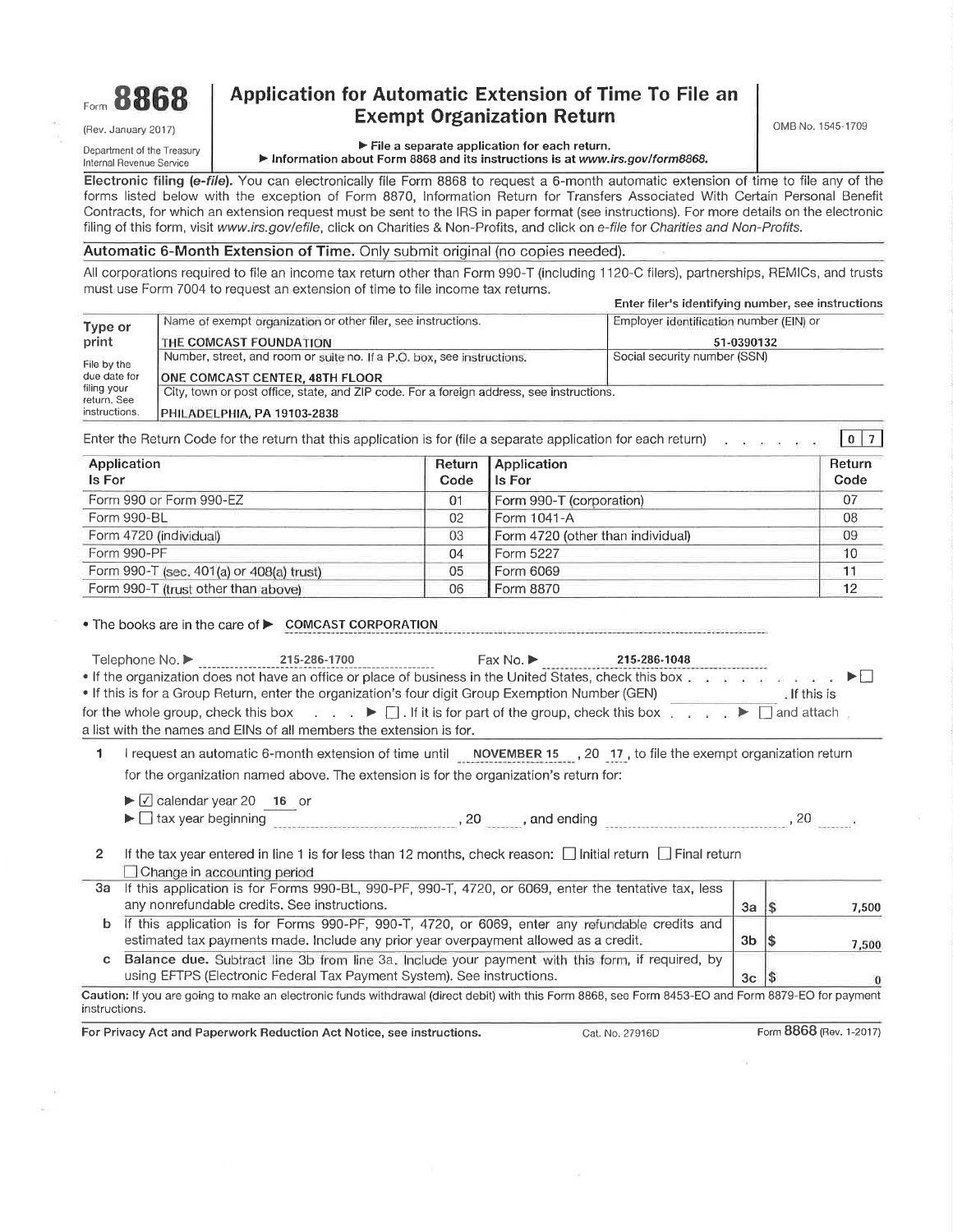# Form 8868

(Rev. January 2017)

Department of the Treasury
Internal Revenue Service

## Application for Automatic Extension of Time To File an Exempt Organization Return

► File a separate application for each return.

► Information about Form 8868 and its instructions is at *www.irs.gov/form8868*.

OMB No. 1545-1709

**Electronic filing (*e-file*).** You can electronically file Form 8868 to request a 6-month automatic extension of time to file any of the forms listed below with the exception of Form 8870, Information Return for Transfers Associated With Certain Personal Benefit Contracts, for which an extension request must be sent to the IRS in paper format (see instructions). For more details on the electronic filing of this form, visit *www.irs.gov/efile*, click on Charities & Non-Profits, and click on *e-file* for *Charities and Non-Profits.*

**Automatic 6-Month Extension of Time.** Only submit original (no copies needed).

All corporations required to file an income tax return other than Form 990-T (including 1120-C filers), partnerships, REMICs, and trusts must use Form 7004 to request an extension of time to file income tax returns.

**Enter filer's identifying number, see instructions**

| Type or print | Name of exempt organization or other filer, see instructions. | Employer identification number (EIN) or |
|---|---|---|
| File by the due date for filing your return. See instructions. | THE COMCAST FOUNDATION | 51-0390132 |
| | Number, street, and room or suite no. If a P.O. box, see instructions. | Social security number (SSN) |
| | ONE COMCAST CENTER, 48TH FLOOR | |
| | City, town or post office, state, and ZIP code. For a foreign address, see instructions. | |
| | PHILADELPHIA, PA 19103-2838 | |

Enter the Return Code for the return that this application is for (file a separate application for each return) . . . . . . . 0 7

| Application Is For | Return Code | Application Is For | Return Code |
|---|---|---|---|
| Form 990 or Form 990-EZ | 01 | Form 990-T (corporation) | 07 |
| Form 990-BL | 02 | Form 1041-A | 08 |
| Form 4720 (individual) | 03 | Form 4720 (other than individual) | 09 |
| Form 990-PF | 04 | Form 5227 | 10 |
| Form 990-T (sec. 401(a) or 408(a) trust) | 05 | Form 6069 | 11 |
| Form 990-T (trust other than above) | 06 | Form 8870 | 12 |

• The books are in the care of ► COMCAST CORPORATION

Telephone No. ► 215-286-1700 Fax No. ► 215-286-1048

• If the organization does not have an office or place of business in the United States, check this box . . . . . . . . . ► ☐

• If this is for a Group Return, enter the organization's four digit Group Exemption Number (GEN) ______ . If this is for the whole group, check this box . . . . ► ☐ . If it is for part of the group, check this box . . . . ► ☐ and attach a list with the names and EINs of all members the extension is for.

**1** I request an automatic 6-month extension of time until NOVEMBER 15 , 20 17 , to file the exempt organization return for the organization named above. The extension is for the organization's return for:

► ☑ calendar year 20 16 or

► ☐ tax year beginning ______________, 20 ____, and ending ______________, 20 ____.

**2** If the tax year entered in line 1 is for less than 12 months, check reason: ☐ Initial return ☐ Final return ☐ Change in accounting period

| | | | |
|---|---|---|---|
| **3a** | If this application is for Forms 990-BL, 990-PF, 990-T, 4720, or 6069, enter the tentative tax, less any nonrefundable credits. See instructions. | 3a | $ 7,500 |
| **b** | If this application is for Forms 990-PF, 990-T, 4720, or 6069, enter any refundable credits and estimated tax payments made. Include any prior year overpayment allowed as a credit. | 3b | $ 7,500 |
| **c** | **Balance due.** Subtract line 3b from line 3a. Include your payment with this form, if required, by using EFTPS (Electronic Federal Tax Payment System). See instructions. | 3c | $ 0 |

**Caution:** If you are going to make an electronic funds withdrawal (direct debit) with this Form 8868, see Form 8453-EO and Form 8879-EO for payment instructions.

**For Privacy Act and Paperwork Reduction Act Notice, see instructions.** Cat. No. 27916D Form **8868** (Rev. 1-2017)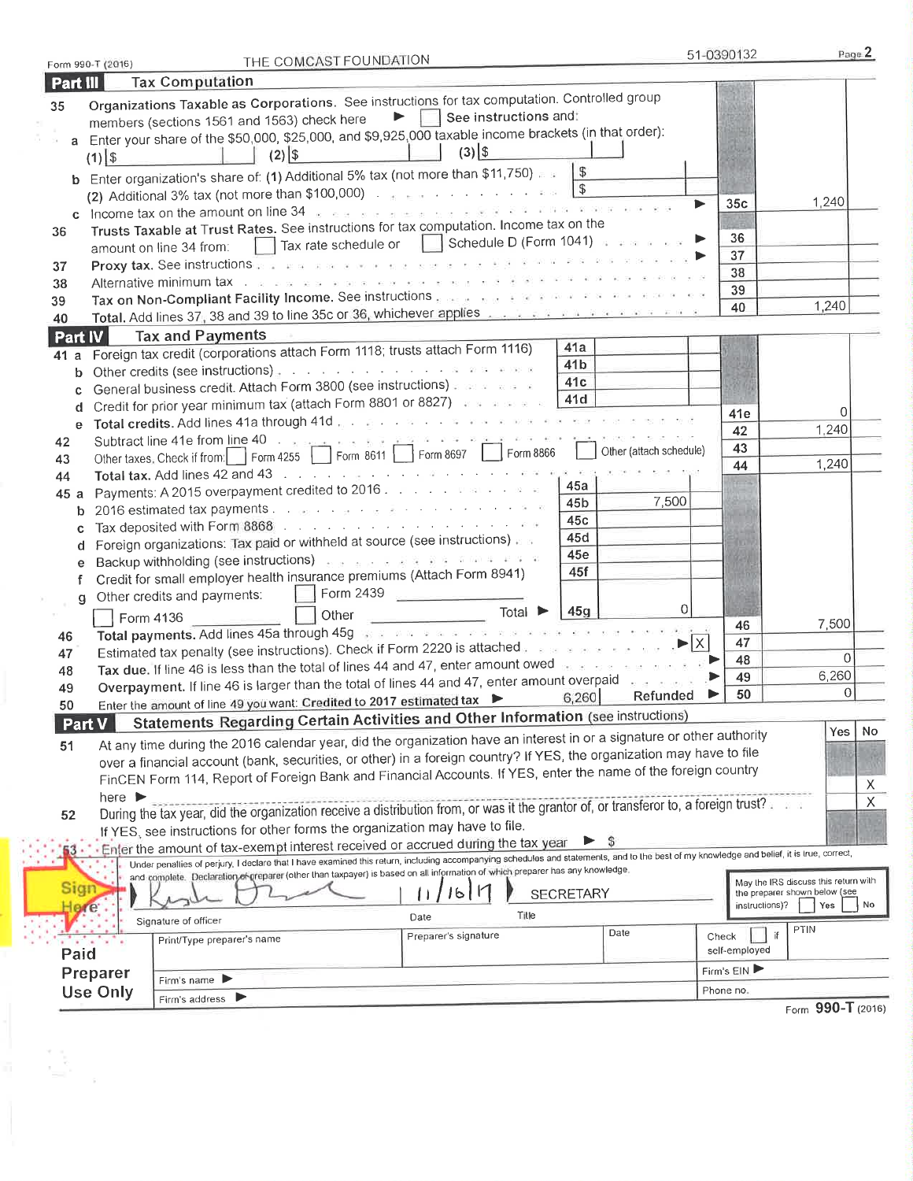Form 990-T (2016) THE COMCAST FOUNDATION 51-0390132

## Part III Tax Computation

**35 Organizations Taxable as Corporations.** See instructions for tax computation. Controlled group members (sections 1561 and 1563) check here ▶ ☐ See instructions and:

a Enter your share of the $50,000, $25,000, and $9,925,000 taxable income brackets (in that order):
(1) $ (2) $ (3) $

b Enter organization's share of: (1) Additional 5% tax (not more than $11,750) $
(2) Additional 3% tax (not more than $100,000) $

| Line | Description | Ref | Amount |
|---|---|---|---|
| 35c | Income tax on the amount on line 34 ▶ | 35c | 1,240 |
| 36 | **Trusts Taxable at Trust Rates.** See instructions for tax computation. Income tax on the amount on line 34 from: ☐ Tax rate schedule or ☐ Schedule D (Form 1041) ▶ | 36 | |
| 37 | **Proxy tax.** See instructions ▶ | 37 | |
| 38 | Alternative minimum tax | 38 | |
| 39 | **Tax on Non-Compliant Facility Income.** See instructions | 39 | |
| 40 | **Total.** Add lines 37, 38 and 39 to line 35c or 36, whichever applies | 40 | 1,240 |

## Part IV Tax and Payments

| Line | Description | Ref | Amount | Ref | Amount |
|---|---|---|---|---|---|
| 41a | Foreign tax credit (corporations attach Form 1118; trusts attach Form 1116) | 41a | | | |
| b | Other credits (see instructions) | 41b | | | |
| c | General business credit. Attach Form 3800 (see instructions) | 41c | | | |
| d | Credit for prior year minimum tax (attach Form 8801 or 8827) | 41d | | | |
| e | **Total credits.** Add lines 41a through 41d | | | 41e | 0 |
| 42 | Subtract line 41e from line 40 | | | 42 | 1,240 |
| 43 | Other taxes. Check if from: ☐ Form 4255 ☐ Form 8611 ☐ Form 8697 ☐ Form 8866 ☐ Other (attach schedule) | | | 43 | |
| 44 | **Total tax.** Add lines 42 and 43 | | | 44 | 1,240 |
| 45a | Payments: A 2015 overpayment credited to 2016 | 45a | | | |
| b | 2016 estimated tax payments | 45b | 7,500 | | |
| c | Tax deposited with Form 8868 | 45c | | | |
| d | Foreign organizations: Tax paid or withheld at source (see instructions) | 45d | | | |
| e | Backup withholding (see instructions) | 45e | | | |
| f | Credit for small employer health insurance premiums (Attach Form 8941) | 45f | | | |
| g | Other credits and payments: ☐ Form 2439 ☐ Form 4136 ☐ Other Total ▶ | 45g | 0 | | |
| 46 | **Total payments.** Add lines 45a through 45g | | | 46 | 7,500 |
| 47 | Estimated tax penalty (see instructions). Check if Form 2220 is attached ▶ ☒ | | | 47 | |
| 48 | **Tax due.** If line 46 is less than the total of lines 44 and 47, enter amount owed ▶ | | | 48 | 0 |
| 49 | **Overpayment.** If line 46 is larger than the total of lines 44 and 47, enter amount overpaid ▶ | | | 49 | 6,260 |
| 50 | Enter the amount of line 49 you want: **Credited to 2017 estimated tax** ▶ 6,260 **Refunded** ▶ | | | 50 | 0 |

## Part V Statements Regarding Certain Activities and Other Information (see instructions)

| Line | Question | Yes | No |
|---|---|---|---|
| 51 | At any time during the 2016 calendar year, did the organization have an interest in or a signature or other authority over a financial account (bank, securities, or other) in a foreign country? If YES, the organization may have to file FinCEN Form 114, Report of Foreign Bank and Financial Accounts. If YES, enter the name of the foreign country here ▶ | | X |
| 52 | During the tax year, did the organization receive a distribution from, or was it the grantor of, or transferor to, a foreign trust? If YES, see instructions for other forms the organization may have to file. | | X |
| 53 | Enter the amount of tax-exempt interest received or accrued during the tax year ▶ $ | | |

**Sign Here**

Under penalties of perjury, I declare that I have examined this return, including accompanying schedules and statements, and to the best of my knowledge and belief, it is true, correct, and complete. Declaration of preparer (other than taxpayer) is based on all information of which preparer has any knowledge.

Signature of officer: [signature] Date: 11/16/17 Title: SECRETARY

May the IRS discuss this return with the preparer shown below (see instructions)? ☐ Yes ☐ No

**Paid Preparer Use Only**

| Print/Type preparer's name | Preparer's signature | Date | Check ☐ if self-employed | PTIN |
|---|---|---|---|---|
| | | | | |

Firm's name ▶ Firm's EIN ▶

Firm's address ▶ Phone no.

Form **990-T** (2016)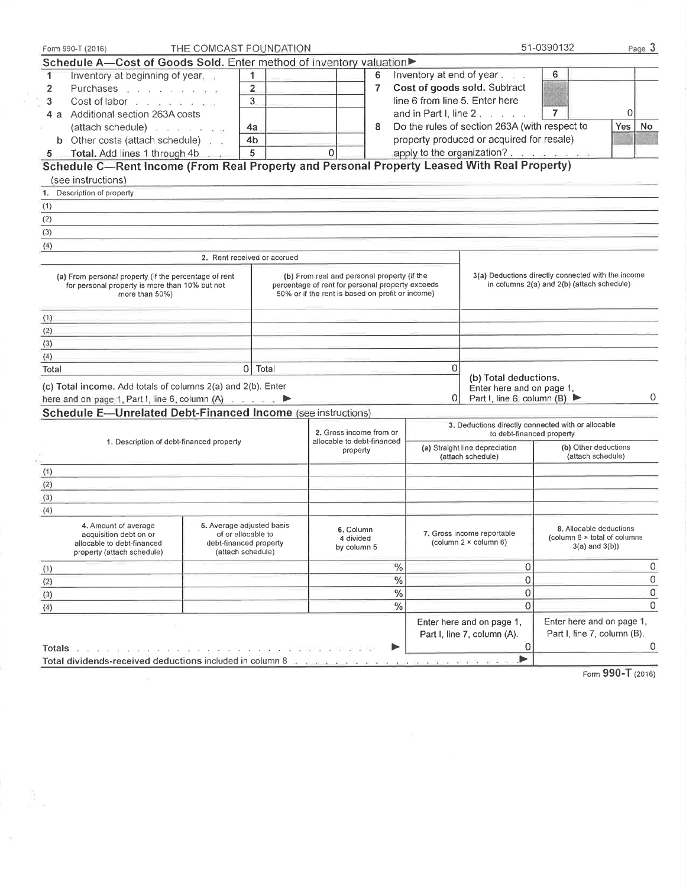Form 990-T (2016) THE COMCAST FOUNDATION 51-0390132

## Schedule A—Cost of Goods Sold. Enter method of inventory valuation ▶

| | | | | | | | |
|---|---|---|---|---|---|---|---|
| 1 | Inventory at beginning of year | 1 | | 6 | Inventory at end of year | 6 | |
| 2 | Purchases | 2 | | 7 | **Cost of goods sold.** Subtract line 6 from line 5. Enter here and in Part I, line 2 | 7 | 0 |
| 3 | Cost of labor | 3 | | | | | |
| 4 a | Additional section 263A costs (attach schedule) | 4a | | 8 | Do the rules of section 263A (with respect to property produced or acquired for resale) apply to the organization? | Yes | No |
| b | Other costs (attach schedule) | 4b | | | | | |
| 5 | **Total.** Add lines 1 through 4b | 5 | 0 | | | | |

## Schedule C—Rent Income (From Real Property and Personal Property Leased With Real Property)

(see instructions)

1. Description of property

(1)

(2)

(3)

(4)

| | 2. Rent received or accrued | | |
|---|---|---|---|
| | (a) From personal property (if the percentage of rent for personal property is more than 10% but not more than 50%) | (b) From real and personal property (if the percentage of rent for personal property exceeds 50% or if the rent is based on profit or income) | 3(a) Deductions directly connected with the income in columns 2(a) and 2(b) (attach schedule) |
| (1) | | | |
| (2) | | | |
| (3) | | | |
| (4) | | | |
| Total | 0 | Total 0 | |

(c) **Total income.** Add totals of columns 2(a) and 2(b). Enter here and on page 1, Part I, line 6, column (A) ▶ 0

(b) **Total deductions.** Enter here and on page 1, Part I, line 6, column (B) ▶ 0

## Schedule E—Unrelated Debt-Financed Income (see instructions)

| | 1. Description of debt-financed property | 2. Gross income from or allocable to debt-financed property | 3. Deductions directly connected with or allocable to debt-financed property (a) Straight line depreciation (attach schedule) | (b) Other deductions (attach schedule) |
|---|---|---|---|---|
| (1) | | | | |
| (2) | | | | |
| (3) | | | | |
| (4) | | | | |

| | 4. Amount of average acquisition debt on or allocable to debt-financed property (attach schedule) | 5. Average adjusted basis of or allocable to debt-financed property (attach schedule) | 6. Column 4 divided by column 5 | 7. Gross income reportable (column 2 × column 6) | 8. Allocable deductions (column 6 × total of columns 3(a) and 3(b)) |
|---|---|---|---|---|---|
| (1) | | | % | 0 | 0 |
| (2) | | | % | 0 | 0 |
| (3) | | | % | 0 | 0 |
| (4) | | | % | 0 | 0 |
| | | | | Enter here and on page 1, Part I, line 7, column (A). | Enter here and on page 1, Part I, line 7, column (B). |
| Totals | | | ▶ | 0 | 0 |
| Total dividends-received deductions included in column 8 | | | | ▶ | |

Form **990-T** (2016)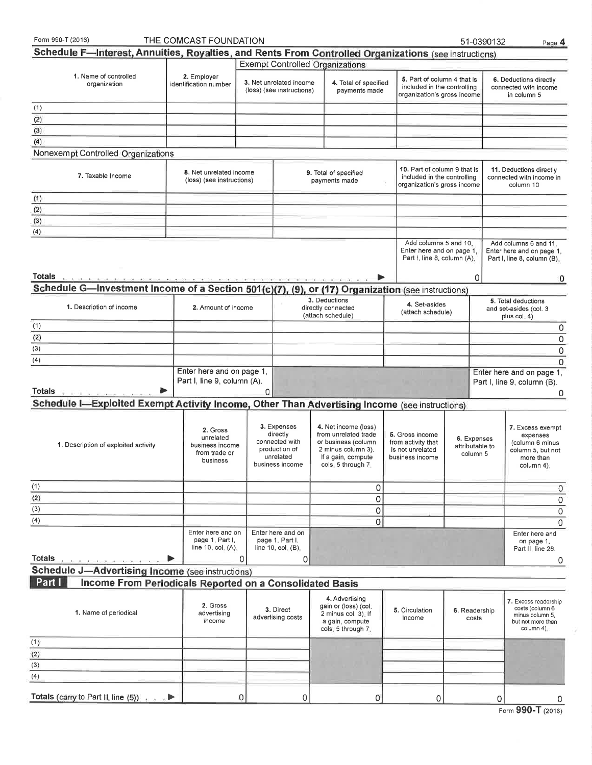Form 990-T (2016) THE COMCAST FOUNDATION 51-0390132

## Schedule F—Interest, Annuities, Royalties, and Rents From Controlled Organizations (see instructions)

| 1. Name of controlled organization | 2. Employer identification number | Exempt Controlled Organizations | | | |
|---|---|---|---|---|---|
| | | 3. Net unrelated income (loss) (see instructions) | 4. Total of specified payments made | 5. Part of column 4 that is included in the controlling organization's gross income | 6. Deductions directly connected with income in column 5 |
| (1) | | | | | |
| (2) | | | | | |
| (3) | | | | | |
| (4) | | | | | |

Nonexempt Controlled Organizations

| 7. Taxable Income | 8. Net unrelated income (loss) (see instructions) | 9. Total of specified payments made | 10. Part of column 9 that is included in the controlling organization's gross income | 11. Deductions directly connected with income in column 10 |
|---|---|---|---|---|
| (1) | | | | |
| (2) | | | | |
| (3) | | | | |
| (4) | | | | |
| | | | Add columns 5 and 10. Enter here and on page 1, Part I, line 8, column (A). | Add columns 6 and 11. Enter here and on page 1, Part I, line 8, column (B). |
| **Totals** ▶ | | | 0 | 0 |

## Schedule G—Investment Income of a Section 501(c)(7), (9), or (17) Organization (see instructions)

| 1. Description of income | 2. Amount of income | 3. Deductions directly connected (attach schedule) | 4. Set-asides (attach schedule) | 5. Total deductions and set-asides (col. 3 plus col. 4) |
|---|---|---|---|---|
| (1) | | | | 0 |
| (2) | | | | 0 |
| (3) | | | | 0 |
| (4) | | | | 0 |
| | Enter here and on page 1, Part I, line 9, column (A). | | | Enter here and on page 1, Part I, line 9, column (B). |
| **Totals** ▶ | 0 | | | 0 |

## Schedule I—Exploited Exempt Activity Income, Other Than Advertising Income (see instructions)

| 1. Description of exploited activity | 2. Gross unrelated business income from trade or business | 3. Expenses directly connected with production of unrelated business income | 4. Net income (loss) from unrelated trade or business (column 2 minus column 3). If a gain, compute cols. 5 through 7. | 5. Gross income from activity that is not unrelated business income | 6. Expenses attributable to column 5 | 7. Excess exempt expenses (column 6 minus column 5, but not more than column 4). |
|---|---|---|---|---|---|---|
| (1) | | | 0 | | | 0 |
| (2) | | | 0 | | | 0 |
| (3) | | | 0 | | | 0 |
| (4) | | | 0 | | | 0 |
| | Enter here and on page 1, Part I, line 10, col. (A). | Enter here and on page 1, Part I, line 10, col. (B). | | | | Enter here and on page 1, Part II, line 26. |
| **Totals** ▶ | 0 | 0 | | | | 0 |

## Schedule J—Advertising Income (see instructions)

### Part I Income From Periodicals Reported on a Consolidated Basis

| 1. Name of periodical | 2. Gross advertising income | 3. Direct advertising costs | 4. Advertising gain or (loss) (col. 2 minus col. 3). If a gain, compute cols. 5 through 7. | 5. Circulation income | 6. Readership costs | 7. Excess readership costs (column 6 minus column 5, but not more than column 4). |
|---|---|---|---|---|---|---|
| (1) | | | | | | |
| (2) | | | | | | |
| (3) | | | | | | |
| (4) | | | | | | |
| **Totals** (carry to Part II, line (5)) ▶ | 0 | 0 | 0 | 0 | 0 | 0 |

Form **990-T** (2016)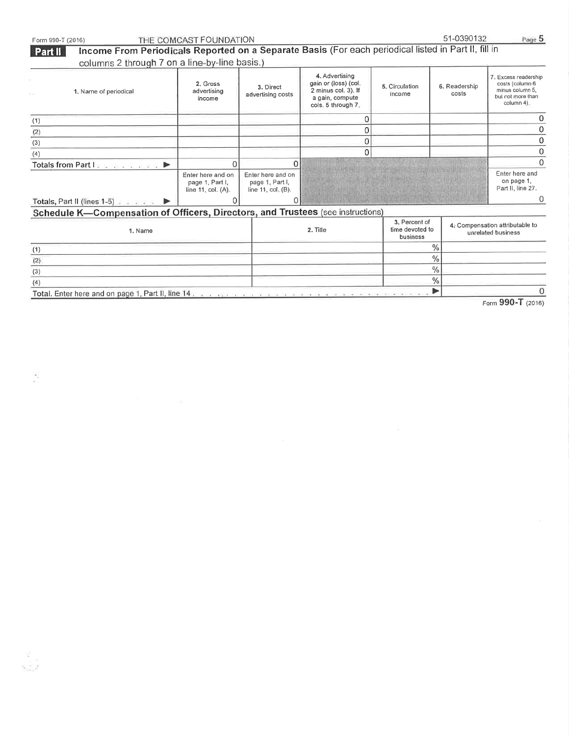Form 990-T (2016) THE COMCAST FOUNDATION 51-0390132 Page **5**

## Part II Income From Periodicals Reported on a Separate Basis (For each periodical listed in Part II, fill in columns 2 through 7 on a line-by-line basis.)

| 1. Name of periodical | 2. Gross advertising income | 3. Direct advertising costs | 4. Advertising gain or (loss) (col. 2 minus col. 3). If a gain, compute cols. 5 through 7. | 5. Circulation income | 6. Readership costs | 7. Excess readership costs (column 6 minus column 5, but not more than column 4). |
|---|---|---|---|---|---|---|
| (1) | | | 0 | | | 0 |
| (2) | | | 0 | | | 0 |
| (3) | | | 0 | | | 0 |
| (4) | | | 0 | | | 0 |
| Totals from Part I ▶ | 0 | 0 | | | | 0 |
| | Enter here and on page 1, Part I, line 11, col. (A). | Enter here and on page 1, Part I, line 11, col. (B). | | | | Enter here and on page 1, Part II, line 27. |
| Totals, Part II (lines 1-5) ▶ | 0 | 0 | | | | 0 |

## Schedule K—Compensation of Officers, Directors, and Trustees (see instructions)

| 1. Name | 2. Title | 3. Percent of time devoted to business | 4. Compensation attributable to unrelated business |
|---|---|---|---|
| (1) | | % | |
| (2) | | % | |
| (3) | | % | |
| (4) | | % | |
| Total. Enter here and on page 1, Part II, line 14 ▶ | | | 0 |

Form **990-T** (2016)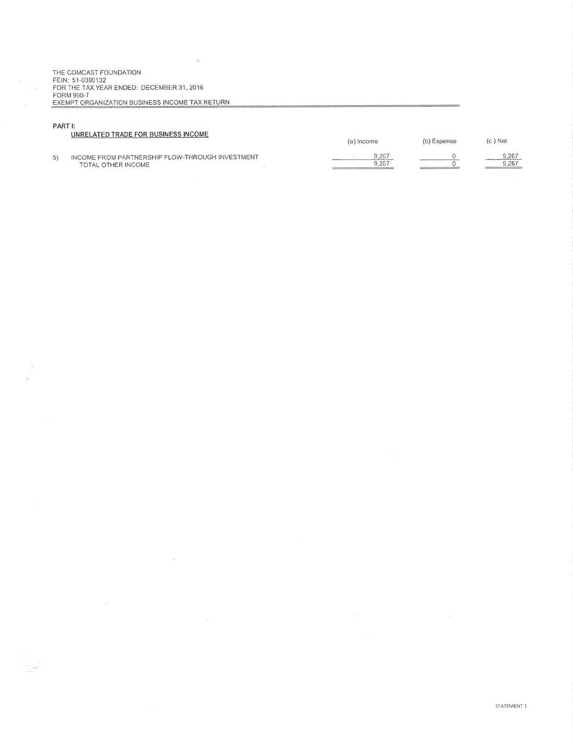THE COMCAST FOUNDATION
FEIN: 51-0390132
FOR THE TAX YEAR ENDED: DECEMBER 31, 2016
FORM 990-T
EXEMPT ORGANIZATION BUSINESS INCOME TAX RETURN

**PART I:**

**UNRELATED TRADE FOR BUSINESS INCOME**

| | | (a) Income | (b) Expense | (c ) Net |
|---|---|---|---|---|
| 5) | INCOME FROM PARTNERSHIP FLOW-THROUGH INVESTMENT | 9,267 | 0 | 9,267 |
| | TOTAL OTHER INCOME | 9,267 | 0 | 9,267 |

STATEMENT 1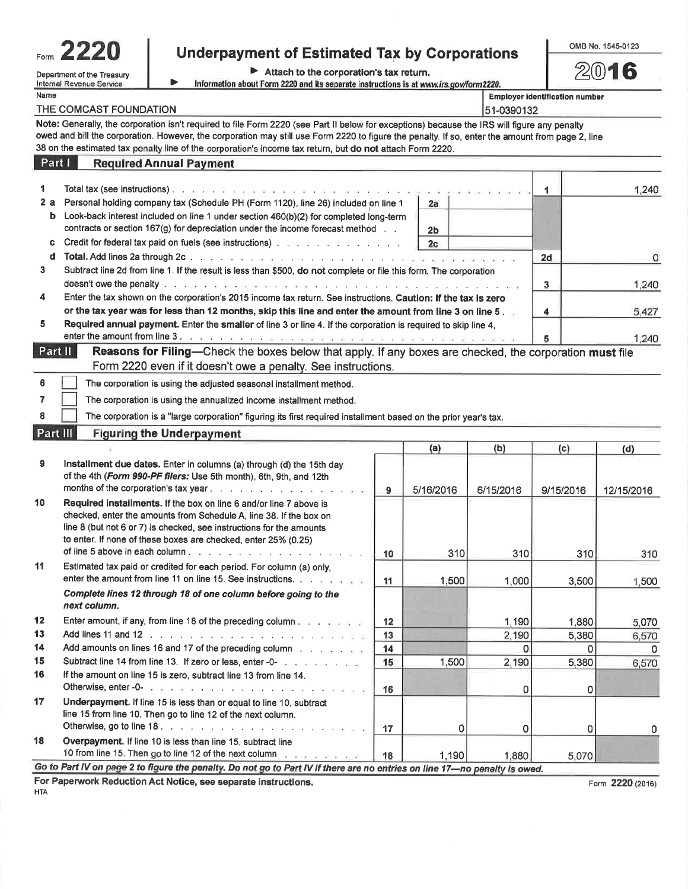# Form 2220 — Underpayment of Estimated Tax by Corporations — 2016

Department of the Treasury
Internal Revenue Service

▶ Attach to the corporation's tax return.
▶ Information about Form 2220 and its separate instructions is at www.irs.gov/form2220.

OMB No. 1545-0123

**Name:** THE COMCAST FOUNDATION
**Employer identification number:** 51-0390132

**Note:** Generally, the corporation isn't required to file Form 2220 (see Part II below for exceptions) because the IRS will figure any penalty owed and bill the corporation. However, the corporation may still use Form 2220 to figure the penalty. If so, enter the amount from page 2, line 38 on the estimated tax penalty line of the corporation's income tax return, but **do not** attach Form 2220.

## Part I — Required Annual Payment

| Line | Description | | Amount |
|---|---|---|---|
| 1 | Total tax (see instructions) | 1 | 1,240 |
| 2a | Personal holding company tax (Schedule PH (Form 1120), line 26) included on line 1 | 2a | |
| b | Look-back interest included on line 1 under section 460(b)(2) for completed long-term contracts or section 167(g) for depreciation under the income forecast method | 2b | |
| c | Credit for federal tax paid on fuels (see instructions) | 2c | |
| d | **Total.** Add lines 2a through 2c | 2d | 0 |
| 3 | Subtract line 2d from line 1. If the result is less than $500, **do not** complete or file this form. The corporation doesn't owe the penalty | 3 | 1,240 |
| 4 | Enter the tax shown on the corporation's 2015 income tax return. See instructions. **Caution: If the tax is zero or the tax year was for less than 12 months, skip this line and enter the amount from line 3 on line 5** | 4 | 5,427 |
| 5 | **Required annual payment.** Enter the **smaller** of line 3 or line 4. If the corporation is required to skip line 4, enter the amount from line 3 | 5 | 1,240 |

## Part II — Reasons for Filing

Check the boxes below that apply. If any boxes are checked, the corporation **must** file Form 2220 even if it doesn't owe a penalty. See instructions.

- 6 ☐ The corporation is using the adjusted seasonal installment method.
- 7 ☐ The corporation is using the annualized income installment method.
- 8 ☐ The corporation is a "large corporation" figuring its first required installment based on the prior year's tax.

## Part III — Figuring the Underpayment

| Line | Description | | (a) | (b) | (c) | (d) |
|---|---|---|---|---|---|---|
| 9 | **Installment due dates.** Enter in columns (a) through (d) the 15th day of the 4th (*Form 990-PF filers:* Use 5th month), 6th, 9th, and 12th months of the corporation's tax year | 9 | 5/16/2016 | 6/15/2016 | 9/15/2016 | 12/15/2016 |
| 10 | **Required installments.** If the box on line 6 and/or line 7 above is checked, enter the amounts from Schedule A, line 38. If the box on line 8 (but not 6 or 7) is checked, see instructions for the amounts to enter. If none of these boxes are checked, enter 25% (0.25) of line 5 above in each column | 10 | 310 | 310 | 310 | 310 |
| 11 | Estimated tax paid or credited for each period. For column (a) only, enter the amount from line 11 on line 15. See instructions | 11 | 1,500 | 1,000 | 3,500 | 1,500 |
| | ***Complete lines 12 through 18 of one column before going to the next column.*** | | | | | |
| 12 | Enter amount, if any, from line 18 of the preceding column | 12 | | 1,190 | 1,880 | 5,070 |
| 13 | Add lines 11 and 12 | 13 | | 2,190 | 5,380 | 6,570 |
| 14 | Add amounts on lines 16 and 17 of the preceding column | 14 | | 0 | 0 | 0 |
| 15 | Subtract line 14 from line 13. If zero or less, enter -0- | 15 | 1,500 | 2,190 | 5,380 | 6,570 |
| 16 | If the amount on line 15 is zero, subtract line 13 from line 14. Otherwise, enter -0- | 16 | | 0 | 0 | |
| 17 | **Underpayment.** If line 15 is less than or equal to line 10, subtract line 15 from line 10. Then go to line 12 of the next column. Otherwise, go to line 18 | 17 | 0 | 0 | 0 | 0 |
| 18 | **Overpayment.** If line 10 is less than line 15, subtract line 10 from line 15. Then go to line 12 of the next column | 18 | 1,190 | 1,880 | 5,070 | |

***Go to Part IV on page 2 to figure the penalty. Do not go to Part IV if there are no entries on line 17—no penalty is owed.***

**For Paperwork Reduction Act Notice, see separate instructions.**

HTA

Form **2220** (2016)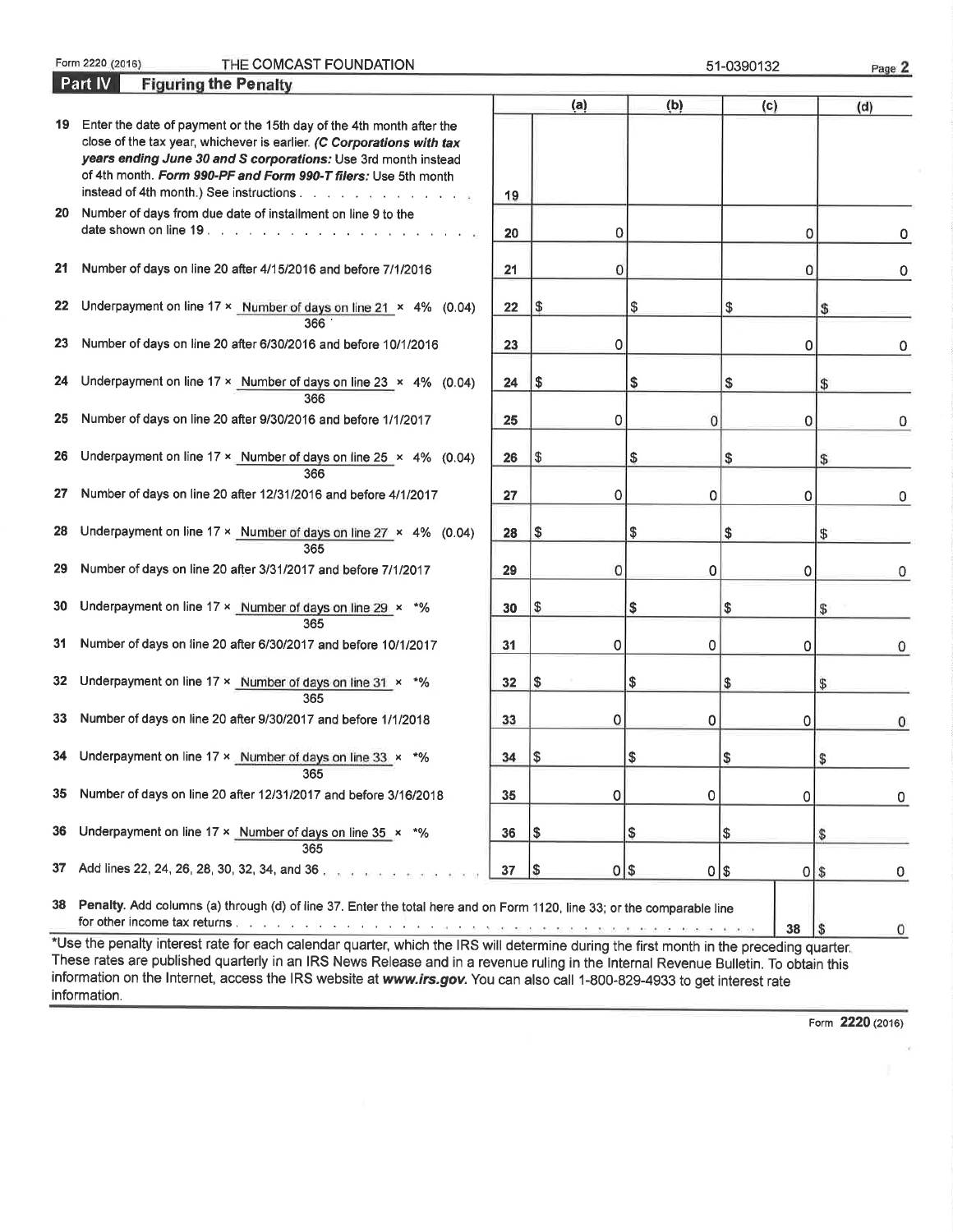Form 2220 (2016) THE COMCAST FOUNDATION 51-0390132

## Part IV Figuring the Penalty

| | | | (a) | (b) | (c) | (d) |
|---|---|---|---|---|---|---|
| 19 | Enter the date of payment or the 15th day of the 4th month after the close of the tax year, whichever is earlier. ***(C Corporations with tax years ending June 30 and S corporations:*** Use 3rd month instead of 4th month. ***Form 990-PF and Form 990-T filers:*** Use 5th month instead of 4th month.) See instructions | 19 | | | | |
| 20 | Number of days from due date of installment on line 9 to the date shown on line 19 | 20 | 0 | | 0 | 0 |
| 21 | Number of days on line 20 after 4/15/2016 and before 7/1/2016 | 21 | 0 | | 0 | 0 |
| 22 | Underpayment on line 17 × Number of days on line 21 / 366 × 4% (0.04) | 22 | $ | $ | $ | $ |
| 23 | Number of days on line 20 after 6/30/2016 and before 10/1/2016 | 23 | 0 | | 0 | 0 |
| 24 | Underpayment on line 17 × Number of days on line 23 / 366 × 4% (0.04) | 24 | $ | $ | $ | $ |
| 25 | Number of days on line 20 after 9/30/2016 and before 1/1/2017 | 25 | 0 | 0 | 0 | 0 |
| 26 | Underpayment on line 17 × Number of days on line 25 / 366 × 4% (0.04) | 26 | $ | $ | $ | $ |
| 27 | Number of days on line 20 after 12/31/2016 and before 4/1/2017 | 27 | 0 | 0 | 0 | 0 |
| 28 | Underpayment on line 17 × Number of days on line 27 / 365 × 4% (0.04) | 28 | $ | $ | $ | $ |
| 29 | Number of days on line 20 after 3/31/2017 and before 7/1/2017 | 29 | 0 | 0 | 0 | 0 |
| 30 | Underpayment on line 17 × Number of days on line 29 / 365 × *% | 30 | $ | $ | $ | $ |
| 31 | Number of days on line 20 after 6/30/2017 and before 10/1/2017 | 31 | 0 | 0 | 0 | 0 |
| 32 | Underpayment on line 17 × Number of days on line 31 / 365 × *% | 32 | $ | $ | $ | $ |
| 33 | Number of days on line 20 after 9/30/2017 and before 1/1/2018 | 33 | 0 | 0 | 0 | 0 |
| 34 | Underpayment on line 17 × Number of days on line 33 / 365 × *% | 34 | $ | $ | $ | $ |
| 35 | Number of days on line 20 after 12/31/2017 and before 3/16/2018 | 35 | 0 | 0 | 0 | 0 |
| 36 | Underpayment on line 17 × Number of days on line 35 / 365 × *% | 36 | $ | $ | $ | $ |
| 37 | Add lines 22, 24, 26, 28, 30, 32, 34, and 36 | 37 | $ 0 | $ 0 | $ 0 | $ 0 |

| | | | |
|---|---|---|---|
| 38 | **Penalty.** Add columns (a) through (d) of line 37. Enter the total here and on Form 1120, line 33; or the comparable line for other income tax returns | 38 | $ 0 |

*Use the penalty interest rate for each calendar quarter, which the IRS will determine during the first month in the preceding quarter. These rates are published quarterly in an IRS News Release and in a revenue ruling in the Internal Revenue Bulletin. To obtain this information on the Internet, access the IRS website at ***www.irs.gov***. You can also call 1-800-829-4933 to get interest rate information.

Form **2220** (2016)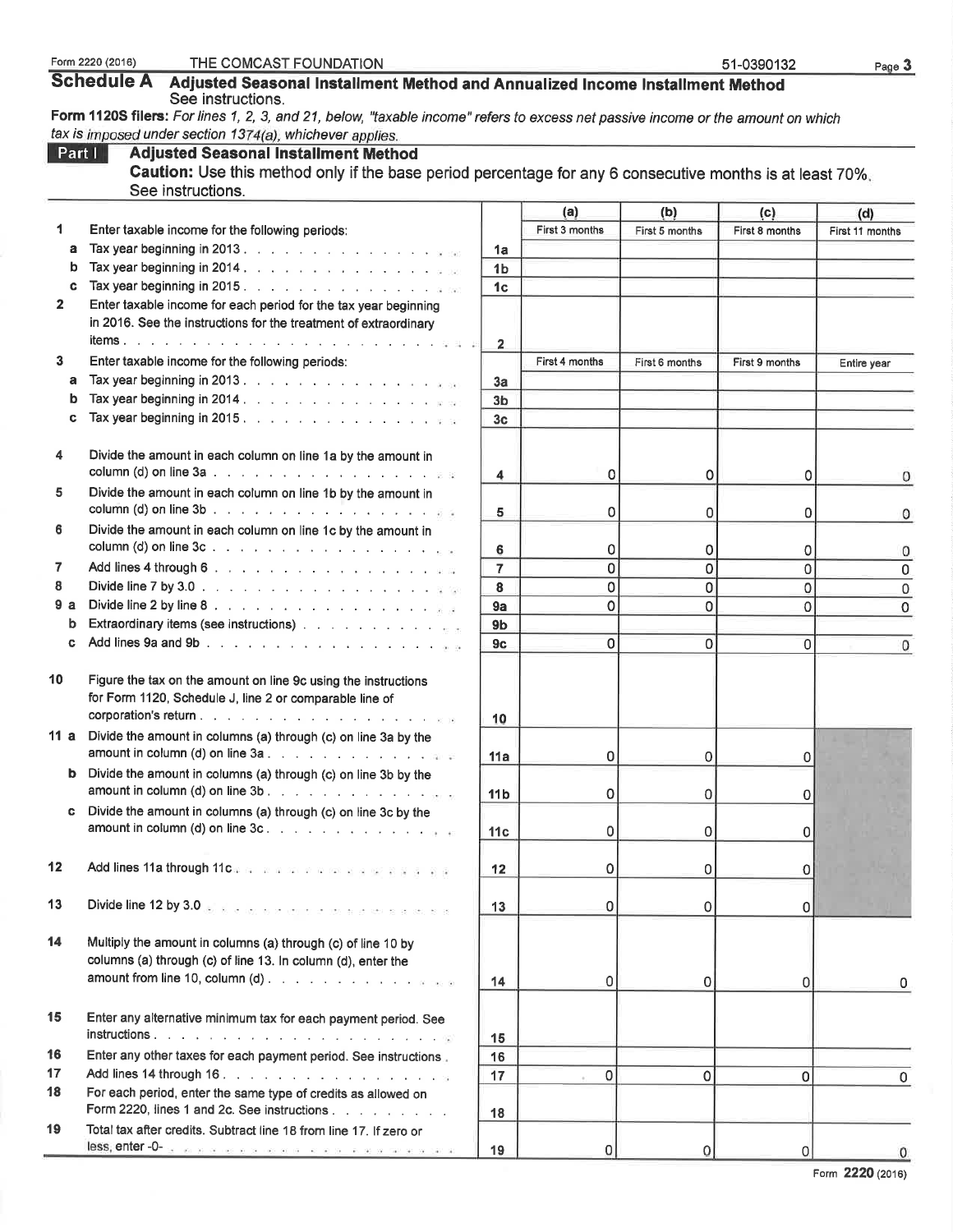Form 2220 (2016) THE COMCAST FOUNDATION 51-0390132

# Schedule A Adjusted Seasonal Installment Method and Annualized Income Installment Method

See instructions.

**Form 1120S filers:** *For lines 1, 2, 3, and 21, below, "taxable income" refers to excess net passive income or the amount on which tax is imposed under section 1374(a), whichever applies.*

## Part I Adjusted Seasonal Installment Method

**Caution:** Use this method only if the base period percentage for any 6 consecutive months is at least 70%. See instructions.

| | | | (a) | (b) | (c) | (d) |
|---|---|---|---|---|---|---|
| **1** | Enter taxable income for the following periods: | | First 3 months | First 5 months | First 8 months | First 11 months |
| a | Tax year beginning in 2013 | 1a | | | | |
| b | Tax year beginning in 2014 | 1b | | | | |
| c | Tax year beginning in 2015 | 1c | | | | |
| **2** | Enter taxable income for each period for the tax year beginning in 2016. See the instructions for the treatment of extraordinary items | 2 | | | | |
| **3** | Enter taxable income for the following periods: | | First 4 months | First 6 months | First 9 months | Entire year |
| a | Tax year beginning in 2013 | 3a | | | | |
| b | Tax year beginning in 2014 | 3b | | | | |
| c | Tax year beginning in 2015 | 3c | | | | |
| **4** | Divide the amount in each column on line 1a by the amount in column (d) on line 3a | 4 | 0 | 0 | 0 | 0 |
| **5** | Divide the amount in each column on line 1b by the amount in column (d) on line 3b | 5 | 0 | 0 | 0 | 0 |
| **6** | Divide the amount in each column on line 1c by the amount in column (d) on line 3c | 6 | 0 | 0 | 0 | 0 |
| **7** | Add lines 4 through 6 | 7 | 0 | 0 | 0 | 0 |
| **8** | Divide line 7 by 3.0 | 8 | 0 | 0 | 0 | 0 |
| **9 a** | Divide line 2 by line 8 | 9a | 0 | 0 | 0 | 0 |
| b | Extraordinary items (see instructions) | 9b | | | | |
| c | Add lines 9a and 9b | 9c | 0 | 0 | 0 | 0 |
| **10** | Figure the tax on the amount on line 9c using the instructions for Form 1120, Schedule J, line 2 or comparable line of corporation's return | 10 | | | | |
| **11 a** | Divide the amount in columns (a) through (c) on line 3a by the amount in column (d) on line 3a | 11a | 0 | 0 | 0 | |
| b | Divide the amount in columns (a) through (c) on line 3b by the amount in column (d) on line 3b | 11b | 0 | 0 | 0 | |
| c | Divide the amount in columns (a) through (c) on line 3c by the amount in column (d) on line 3c | 11c | 0 | 0 | 0 | |
| **12** | Add lines 11a through 11c | 12 | 0 | 0 | 0 | |
| **13** | Divide line 12 by 3.0 | 13 | 0 | 0 | 0 | |
| **14** | Multiply the amount in columns (a) through (c) of line 10 by columns (a) through (c) of line 13. In column (d), enter the amount from line 10, column (d) | 14 | 0 | 0 | 0 | 0 |
| **15** | Enter any alternative minimum tax for each payment period. See instructions | 15 | | | | |
| **16** | Enter any other taxes for each payment period. See instructions | 16 | | | | |
| **17** | Add lines 14 through 16 | 17 | 0 | 0 | 0 | 0 |
| **18** | For each period, enter the same type of credits as allowed on Form 2220, lines 1 and 2c. See instructions | 18 | | | | |
| **19** | Total tax after credits. Subtract line 18 from line 17. If zero or less, enter -0- | 19 | 0 | 0 | 0 | 0 |

Form **2220** (2016)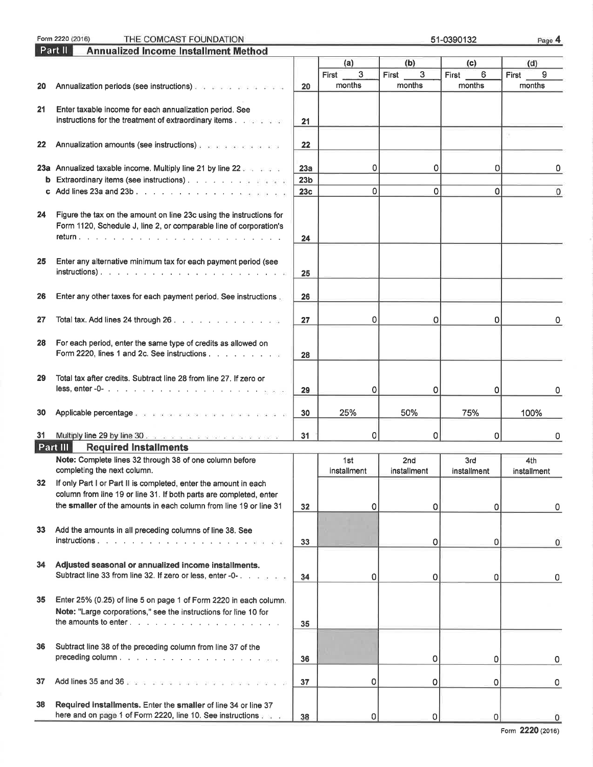Form 2220 (2016) THE COMCAST FOUNDATION 51-0390132

## Part II Annualized Income Installment Method

| | | | (a) | (b) | (c) | (d) |
|---|---|---|---|---|---|---|
| 20 | Annualization periods (see instructions) | 20 | First 3 months | First 3 months | First 6 months | First 9 months |
| 21 | Enter taxable income for each annualization period. See instructions for the treatment of extraordinary items | 21 | | | | |
| 22 | Annualization amounts (see instructions) | 22 | | | | |
| 23a | Annualized taxable income. Multiply line 21 by line 22 | 23a | 0 | 0 | 0 | 0 |
| b | Extraordinary items (see instructions) | 23b | | | | |
| c | Add lines 23a and 23b | 23c | 0 | 0 | 0 | 0 |
| 24 | Figure the tax on the amount on line 23c using the instructions for Form 1120, Schedule J, line 2, or comparable line of corporation's return | 24 | | | | |
| 25 | Enter any alternative minimum tax for each payment period (see instructions) | 25 | | | | |
| 26 | Enter any other taxes for each payment period. See instructions | 26 | | | | |
| 27 | Total tax. Add lines 24 through 26 | 27 | 0 | 0 | 0 | 0 |
| 28 | For each period, enter the same type of credits as allowed on Form 2220, lines 1 and 2c. See instructions | 28 | | | | |
| 29 | Total tax after credits. Subtract line 28 from line 27. If zero or less, enter -0- | 29 | 0 | 0 | 0 | 0 |
| 30 | Applicable percentage | 30 | 25% | 50% | 75% | 100% |
| 31 | Multiply line 29 by line 30 | 31 | 0 | 0 | 0 | 0 |

## Part III Required Installments

| | **Note:** Complete lines 32 through 38 of one column before completing the next column. | | 1st installment | 2nd installment | 3rd installment | 4th installment |
|---|---|---|---|---|---|---|
| 32 | If only Part I or Part II is completed, enter the amount in each column from line 19 or line 31. If both parts are completed, enter the **smaller** of the amounts in each column from line 19 or line 31 | 32 | 0 | 0 | 0 | 0 |
| 33 | Add the amounts in all preceding columns of line 38. See instructions | 33 | | 0 | 0 | 0 |
| 34 | **Adjusted seasonal or annualized income installments.** Subtract line 33 from line 32. If zero or less, enter -0- | 34 | 0 | 0 | 0 | 0 |
| 35 | Enter 25% (0.25) of line 5 on page 1 of Form 2220 in each column. **Note:** "Large corporations," see the instructions for line 10 for the amounts to enter | 35 | | | | |
| 36 | Subtract line 38 of the preceding column from line 37 of the preceding column | 36 | | 0 | 0 | 0 |
| 37 | Add lines 35 and 36 | 37 | 0 | 0 | 0 | 0 |
| 38 | **Required installments.** Enter the **smaller** of line 34 or line 37 here and on page 1 of Form 2220, line 10. See instructions | 38 | 0 | 0 | 0 | 0 |

Form **2220** (2016)